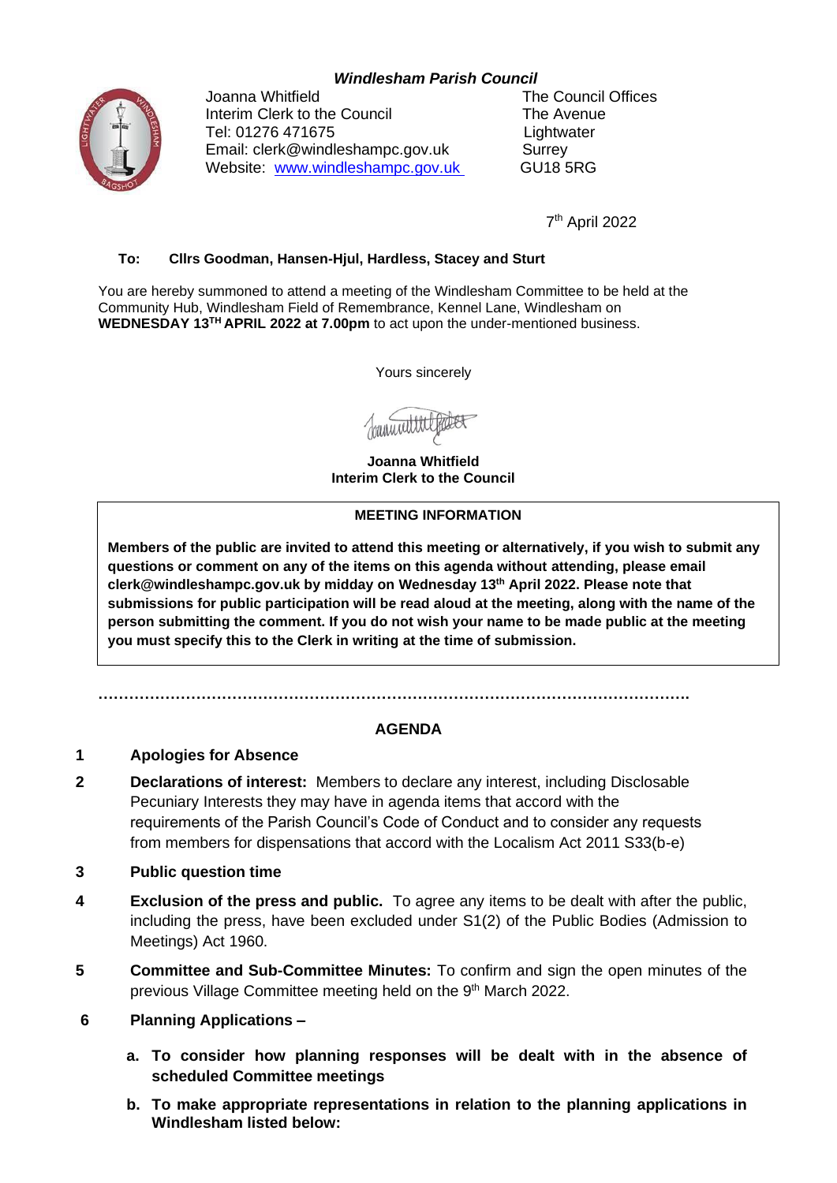***Windlesham Parish Council***

Joanna Whitfield
Interim Clerk to the Council
Tel: 01276 471675
Email: clerk@windleshampc.gov.uk
Website: [www.windleshampc.gov.uk](www.windleshampc.gov.uk)

The Council Offices
The Avenue
Lightwater
Surrey
GU18 5RG

7th April 2022

**To: Cllrs Goodman, Hansen-Hjul, Hardless, Stacey and Sturt**

You are hereby summoned to attend a meeting of the Windlesham Committee to be held at the Community Hub, Windlesham Field of Remembrance, Kennel Lane, Windlesham on **WEDNESDAY 13TH APRIL 2022 at 7.00pm** to act upon the under-mentioned business.

Yours sincerely

**Joanna Whitfield**
**Interim Clerk to the Council**

| **MEETING INFORMATION** |
| --- |
| **Members of the public are invited to attend this meeting or alternatively, if you wish to submit any questions or comment on any of the items on this agenda without attending, please email clerk@windleshampc.gov.uk by midday on Wednesday 13th April 2022. Please note that submissions for public participation will be read aloud at the meeting, along with the name of the person submitting the comment. If you do not wish your name to be made public at the meeting you must specify this to the Clerk in writing at the time of submission.** |

…………………………………………………………………………………………………….

## AGENDA

**1 Apologies for Absence**

**2 Declarations of interest:** Members to declare any interest, including Disclosable Pecuniary Interests they may have in agenda items that accord with the requirements of the Parish Council's Code of Conduct and to consider any requests from members for dispensations that accord with the Localism Act 2011 S33(b-e)

**3 Public question time**

**4 Exclusion of the press and public.** To agree any items to be dealt with after the public, including the press, have been excluded under S1(2) of the Public Bodies (Admission to Meetings) Act 1960.

**5 Committee and Sub-Committee Minutes:** To confirm and sign the open minutes of the previous Village Committee meeting held on the 9th March 2022.

**6 Planning Applications –**

a. **To consider how planning responses will be dealt with in the absence of scheduled Committee meetings**

b. **To make appropriate representations in relation to the planning applications in Windlesham listed below:**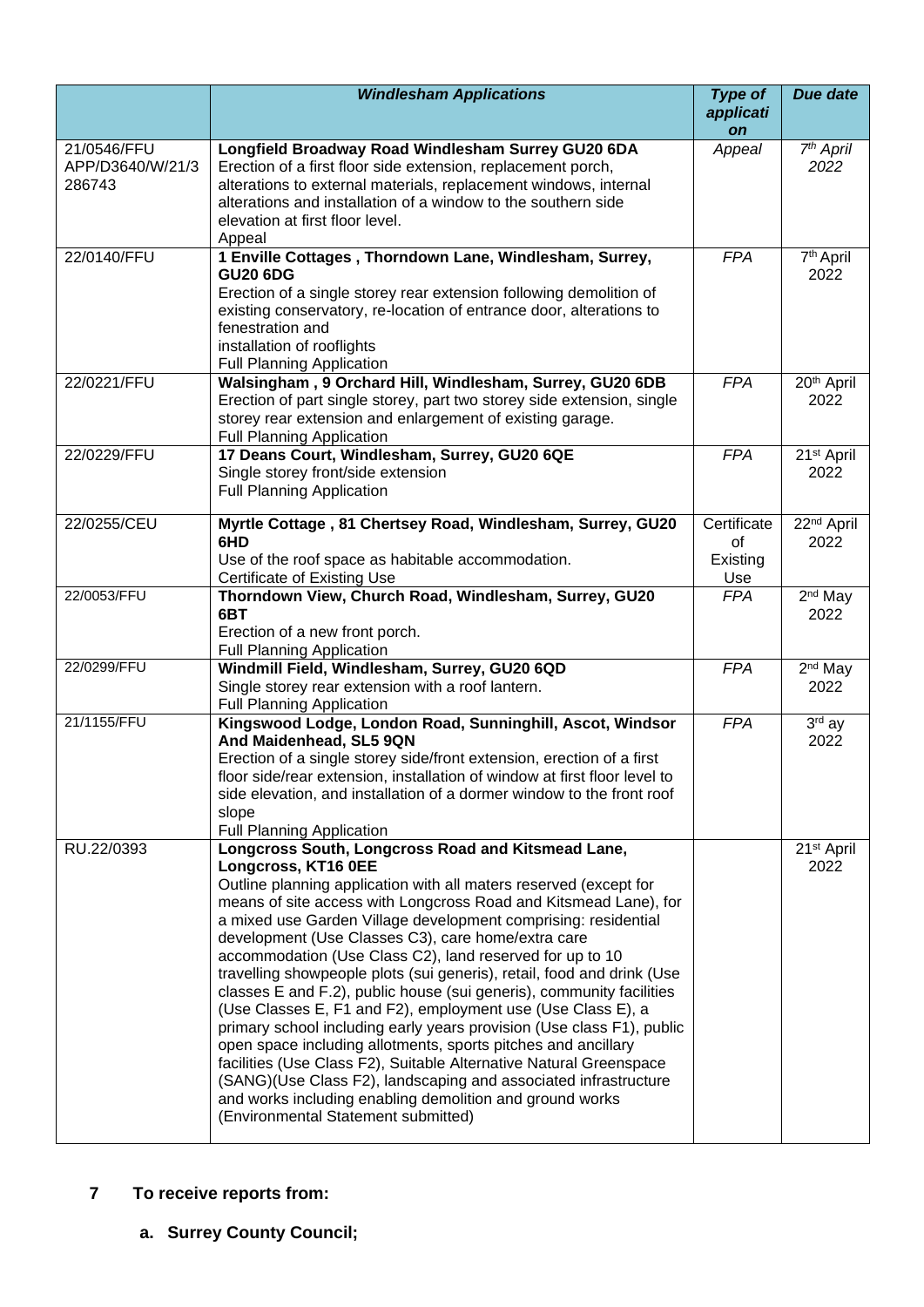| | ***Windlesham Applications*** | ***Type of application*** | ***Due date*** |
|---|---|---|---|
| 21/0546/FFU APP/D3640/W/21/3 286743 | **Longfield Broadway Road Windlesham Surrey GU20 6DA** Erection of a first floor side extension, replacement porch, alterations to external materials, replacement windows, internal alterations and installation of a window to the southern side elevation at first floor level. Appeal | *Appeal* | *7th April 2022* |
| 22/0140/FFU | **1 Enville Cottages , Thorndown Lane, Windlesham, Surrey, GU20 6DG** Erection of a single storey rear extension following demolition of existing conservatory, re-location of entrance door, alterations to fenestration and installation of rooflights Full Planning Application | *FPA* | 7th April 2022 |
| 22/0221/FFU | **Walsingham , 9 Orchard Hill, Windlesham, Surrey, GU20 6DB** Erection of part single storey, part two storey side extension, single storey rear extension and enlargement of existing garage. Full Planning Application | *FPA* | 20th April 2022 |
| 22/0229/FFU | **17 Deans Court, Windlesham, Surrey, GU20 6QE** Single storey front/side extension Full Planning Application | *FPA* | 21st April 2022 |
| 22/0255/CEU | **Myrtle Cottage , 81 Chertsey Road, Windlesham, Surrey, GU20 6HD** Use of the roof space as habitable accommodation. Certificate of Existing Use | Certificate of Existing Use | 22nd April 2022 |
| 22/0053/FFU | **Thorndown View, Church Road, Windlesham, Surrey, GU20 6BT** Erection of a new front porch. Full Planning Application | *FPA* | 2nd May 2022 |
| 22/0299/FFU | **Windmill Field, Windlesham, Surrey, GU20 6QD** Single storey rear extension with a roof lantern. Full Planning Application | *FPA* | 2nd May 2022 |
| 21/1155/FFU | **Kingswood Lodge, London Road, Sunninghill, Ascot, Windsor And Maidenhead, SL5 9QN** Erection of a single storey side/front extension, erection of a first floor side/rear extension, installation of window at first floor level to side elevation, and installation of a dormer window to the front roof slope Full Planning Application | *FPA* | 3rd ay 2022 |
| RU.22/0393 | **Longcross South, Longcross Road and Kitsmead Lane, Longcross, KT16 0EE** Outline planning application with all maters reserved (except for means of site access with Longcross Road and Kitsmead Lane), for a mixed use Garden Village development comprising: residential development (Use Classes C3), care home/extra care accommodation (Use Class C2), land reserved for up to 10 travelling showpeople plots (sui generis), retail, food and drink (Use classes E and F.2), public house (sui generis), community facilities (Use Classes E, F1 and F2), employment use (Use Class E), a primary school including early years provision (Use class F1), public open space including allotments, sports pitches and ancillary facilities (Use Class F2), Suitable Alternative Natural Greenspace (SANG)(Use Class F2), landscaping and associated infrastructure and works including enabling demolition and ground works (Environmental Statement submitted) | | 21st April 2022 |

## 7 To receive reports from:

**a. Surrey County Council;**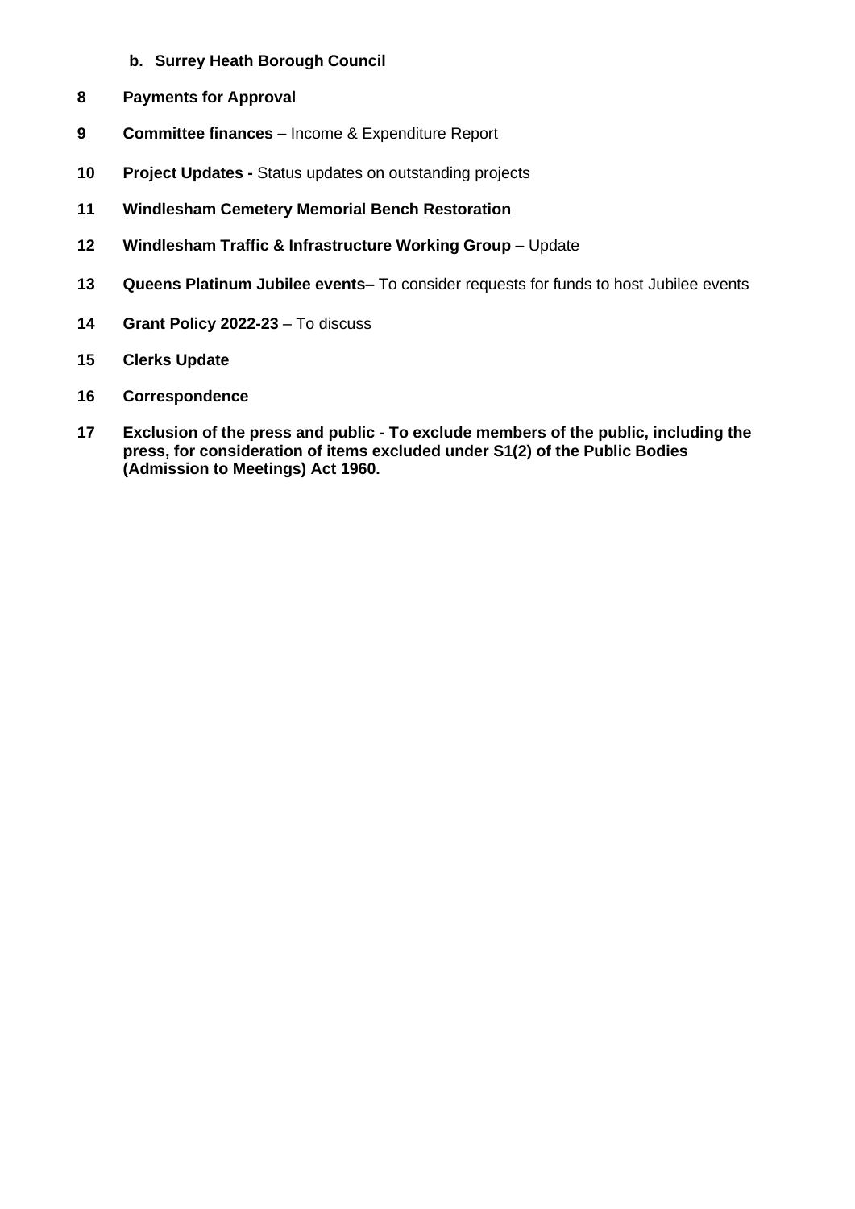b. **Surrey Heath Borough Council**

**8** **Payments for Approval**

**9** **Committee finances –** Income & Expenditure Report

**10** **Project Updates -** Status updates on outstanding projects

**11** **Windlesham Cemetery Memorial Bench Restoration**

**12** **Windlesham Traffic & Infrastructure Working Group –** Update

**13** **Queens Platinum Jubilee events–** To consider requests for funds to host Jubilee events

**14** **Grant Policy 2022-23** – To discuss

**15** **Clerks Update**

**16** **Correspondence**

**17** **Exclusion of the press and public - To exclude members of the public, including the press, for consideration of items excluded under S1(2) of the Public Bodies (Admission to Meetings) Act 1960.**